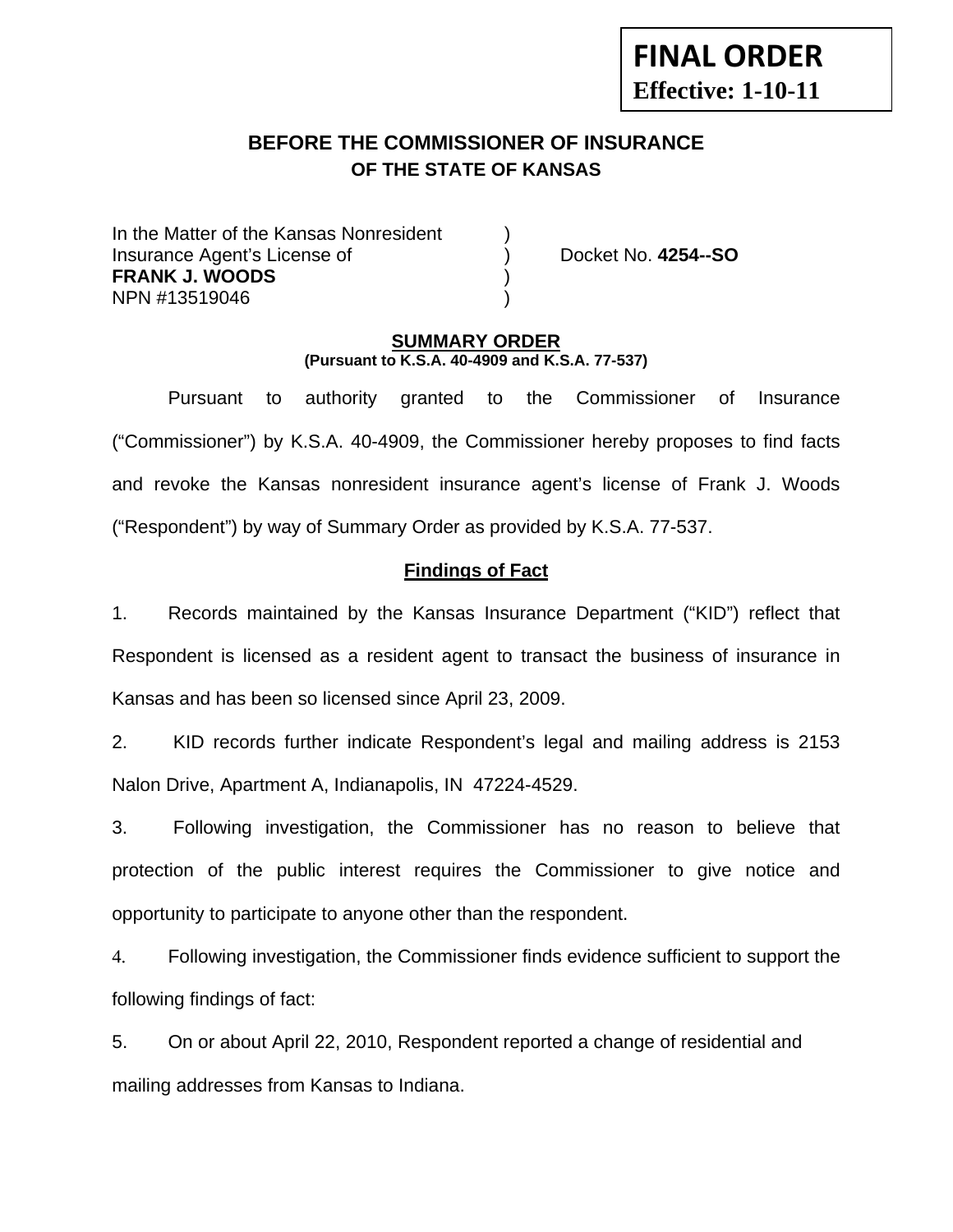**FINAL ORDER**
**Effective: 1-10-11**

# BEFORE THE COMMISSIONER OF INSURANCE
## OF THE STATE OF KANSAS

In the Matter of the Kansas Nonresident )
Insurance Agent's License of ) Docket No. **4254--SO**
**FRANK J. WOODS** )
NPN #13519046 )

**SUMMARY ORDER**
**(Pursuant to K.S.A. 40-4909 and K.S.A. 77-537)**

Pursuant to authority granted to the Commissioner of Insurance ("Commissioner") by K.S.A. 40-4909, the Commissioner hereby proposes to find facts and revoke the Kansas nonresident insurance agent's license of Frank J. Woods ("Respondent") by way of Summary Order as provided by K.S.A. 77-537.

**Findings of Fact**

1. Records maintained by the Kansas Insurance Department ("KID") reflect that Respondent is licensed as a resident agent to transact the business of insurance in Kansas and has been so licensed since April 23, 2009.

2. KID records further indicate Respondent's legal and mailing address is 2153 Nalon Drive, Apartment A, Indianapolis, IN 47224-4529.

3. Following investigation, the Commissioner has no reason to believe that protection of the public interest requires the Commissioner to give notice and opportunity to participate to anyone other than the respondent.

4. Following investigation, the Commissioner finds evidence sufficient to support the following findings of fact:

5. On or about April 22, 2010, Respondent reported a change of residential and mailing addresses from Kansas to Indiana.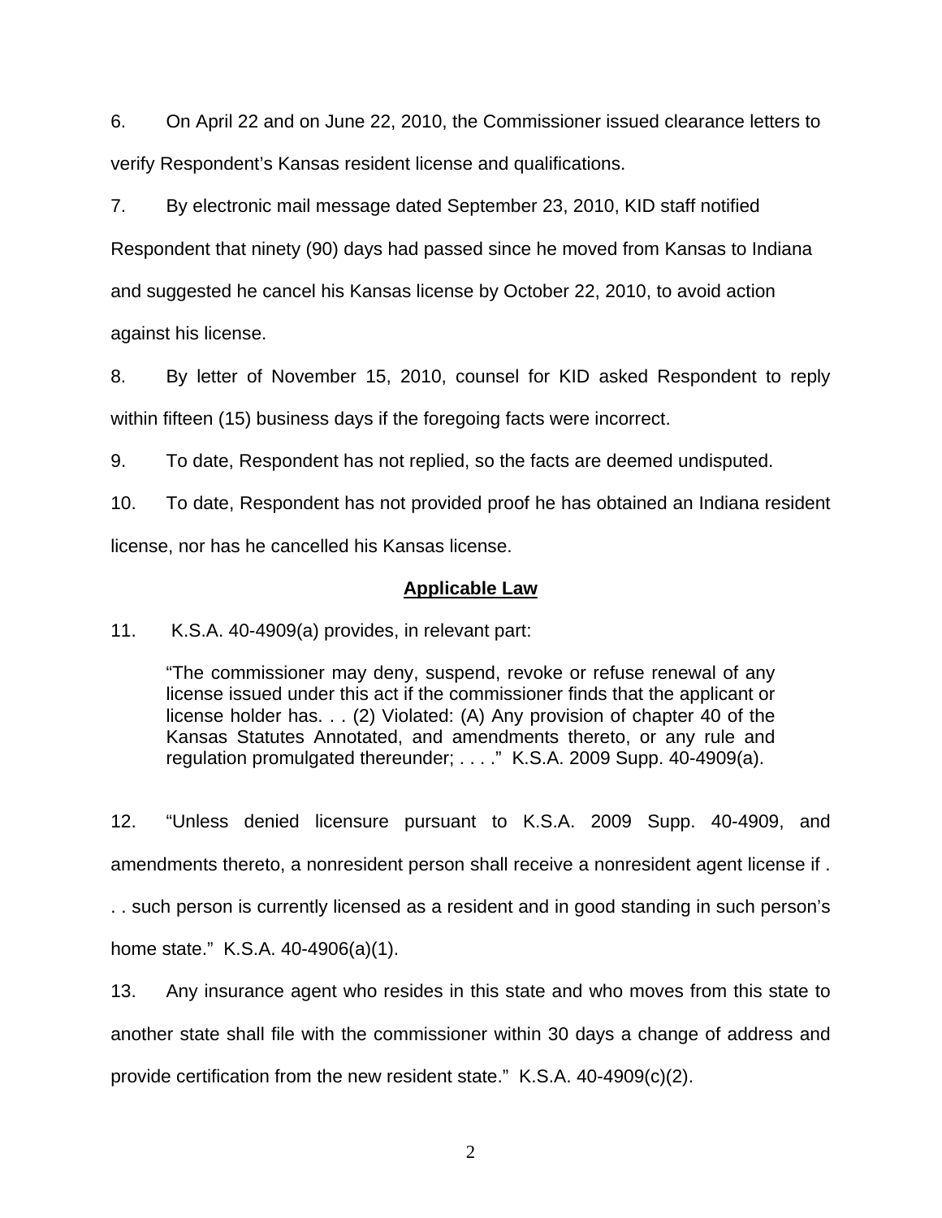6. On April 22 and on June 22, 2010, the Commissioner issued clearance letters to verify Respondent's Kansas resident license and qualifications.

7. By electronic mail message dated September 23, 2010, KID staff notified Respondent that ninety (90) days had passed since he moved from Kansas to Indiana and suggested he cancel his Kansas license by October 22, 2010, to avoid action against his license.

8. By letter of November 15, 2010, counsel for KID asked Respondent to reply within fifteen (15) business days if the foregoing facts were incorrect.

9. To date, Respondent has not replied, so the facts are deemed undisputed.

10. To date, Respondent has not provided proof he has obtained an Indiana resident license, nor has he cancelled his Kansas license.

## Applicable Law

11. K.S.A. 40-4909(a) provides, in relevant part:

> "The commissioner may deny, suspend, revoke or refuse renewal of any license issued under this act if the commissioner finds that the applicant or license holder has. . . (2) Violated: (A) Any provision of chapter 40 of the Kansas Statutes Annotated, and amendments thereto, or any rule and regulation promulgated thereunder; . . . ." K.S.A. 2009 Supp. 40-4909(a).

12. "Unless denied licensure pursuant to K.S.A. 2009 Supp. 40-4909, and amendments thereto, a nonresident person shall receive a nonresident agent license if . . . such person is currently licensed as a resident and in good standing in such person's home state." K.S.A. 40-4906(a)(1).

13. Any insurance agent who resides in this state and who moves from this state to another state shall file with the commissioner within 30 days a change of address and provide certification from the new resident state." K.S.A. 40-4909(c)(2).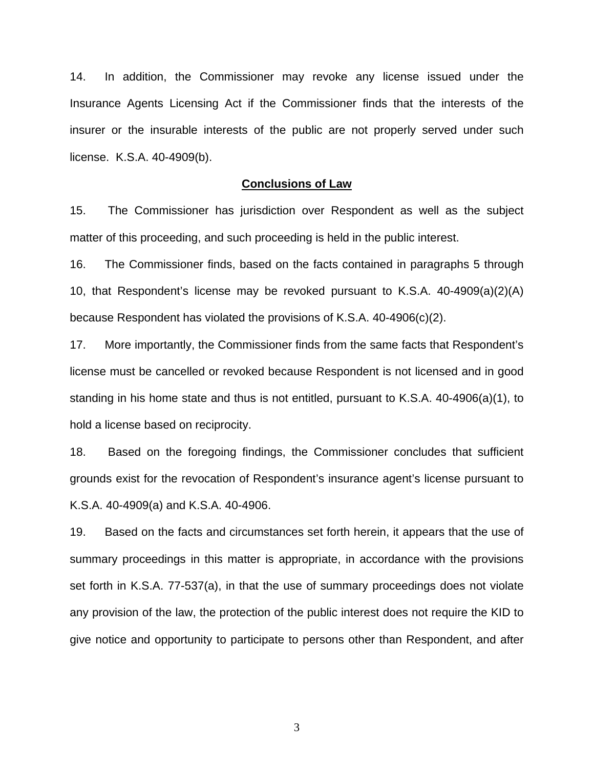14. In addition, the Commissioner may revoke any license issued under the Insurance Agents Licensing Act if the Commissioner finds that the interests of the insurer or the insurable interests of the public are not properly served under such license. K.S.A. 40-4909(b).

## Conclusions of Law

15. The Commissioner has jurisdiction over Respondent as well as the subject matter of this proceeding, and such proceeding is held in the public interest.

16. The Commissioner finds, based on the facts contained in paragraphs 5 through 10, that Respondent's license may be revoked pursuant to K.S.A. 40-4909(a)(2)(A) because Respondent has violated the provisions of K.S.A. 40-4906(c)(2).

17. More importantly, the Commissioner finds from the same facts that Respondent's license must be cancelled or revoked because Respondent is not licensed and in good standing in his home state and thus is not entitled, pursuant to K.S.A. 40-4906(a)(1), to hold a license based on reciprocity.

18. Based on the foregoing findings, the Commissioner concludes that sufficient grounds exist for the revocation of Respondent's insurance agent's license pursuant to K.S.A. 40-4909(a) and K.S.A. 40-4906.

19. Based on the facts and circumstances set forth herein, it appears that the use of summary proceedings in this matter is appropriate, in accordance with the provisions set forth in K.S.A. 77-537(a), in that the use of summary proceedings does not violate any provision of the law, the protection of the public interest does not require the KID to give notice and opportunity to participate to persons other than Respondent, and after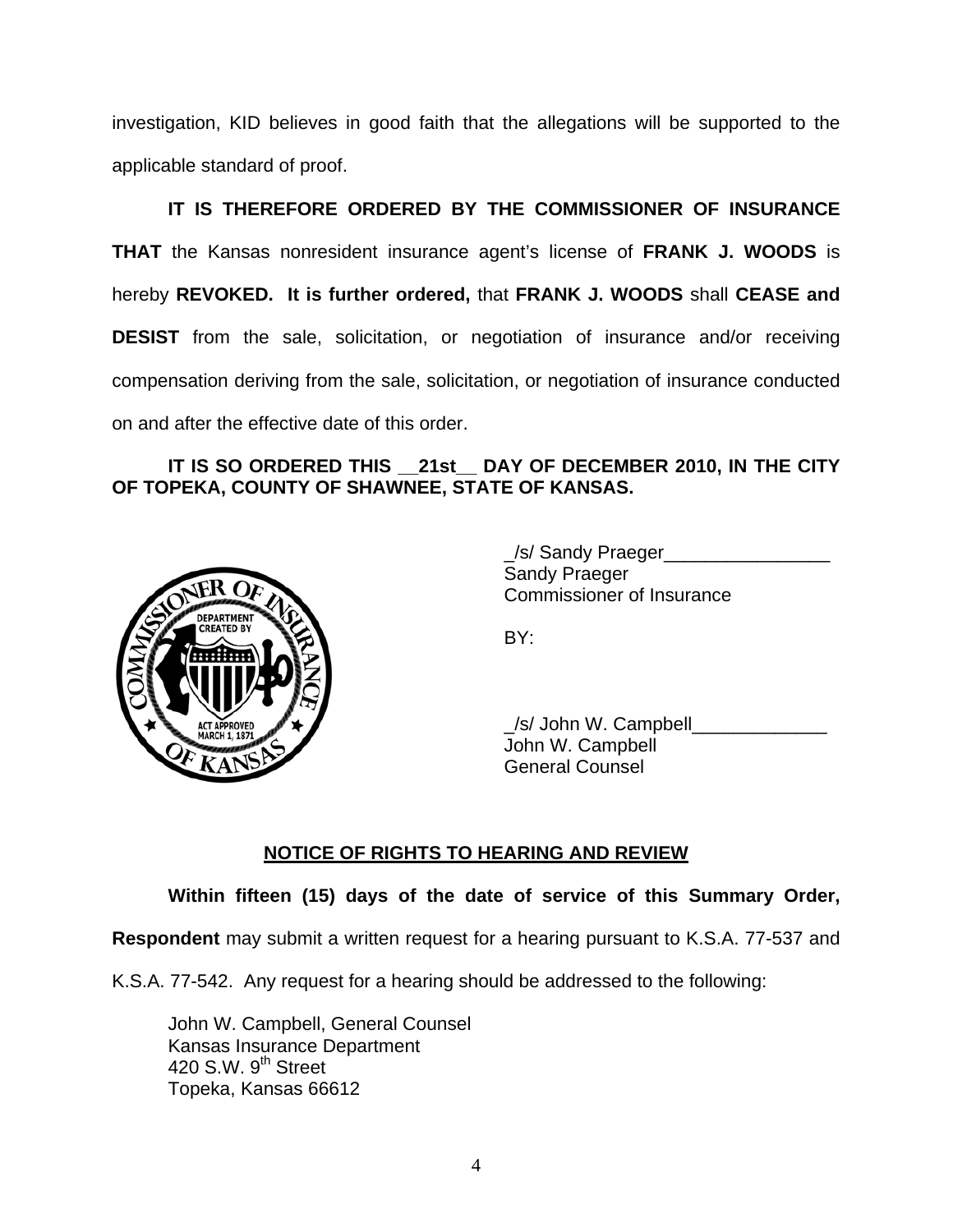investigation, KID believes in good faith that the allegations will be supported to the applicable standard of proof.

**IT IS THEREFORE ORDERED BY THE COMMISSIONER OF INSURANCE THAT** the Kansas nonresident insurance agent's license of **FRANK J. WOODS** is hereby **REVOKED. It is further ordered,** that **FRANK J. WOODS** shall **CEASE and DESIST** from the sale, solicitation, or negotiation of insurance and/or receiving compensation deriving from the sale, solicitation, or negotiation of insurance conducted on and after the effective date of this order.

**IT IS SO ORDERED THIS __21st__ DAY OF DECEMBER 2010, IN THE CITY OF TOPEKA, COUNTY OF SHAWNEE, STATE OF KANSAS.**

_/s/ Sandy Praeger________________
Sandy Praeger
Commissioner of Insurance

BY:

_/s/ John W. Campbell_____________
John W. Campbell
General Counsel

## NOTICE OF RIGHTS TO HEARING AND REVIEW

**Within fifteen (15) days of the date of service of this Summary Order, Respondent** may submit a written request for a hearing pursuant to K.S.A. 77-537 and K.S.A. 77-542. Any request for a hearing should be addressed to the following:

John W. Campbell, General Counsel
Kansas Insurance Department
420 S.W. 9th Street
Topeka, Kansas 66612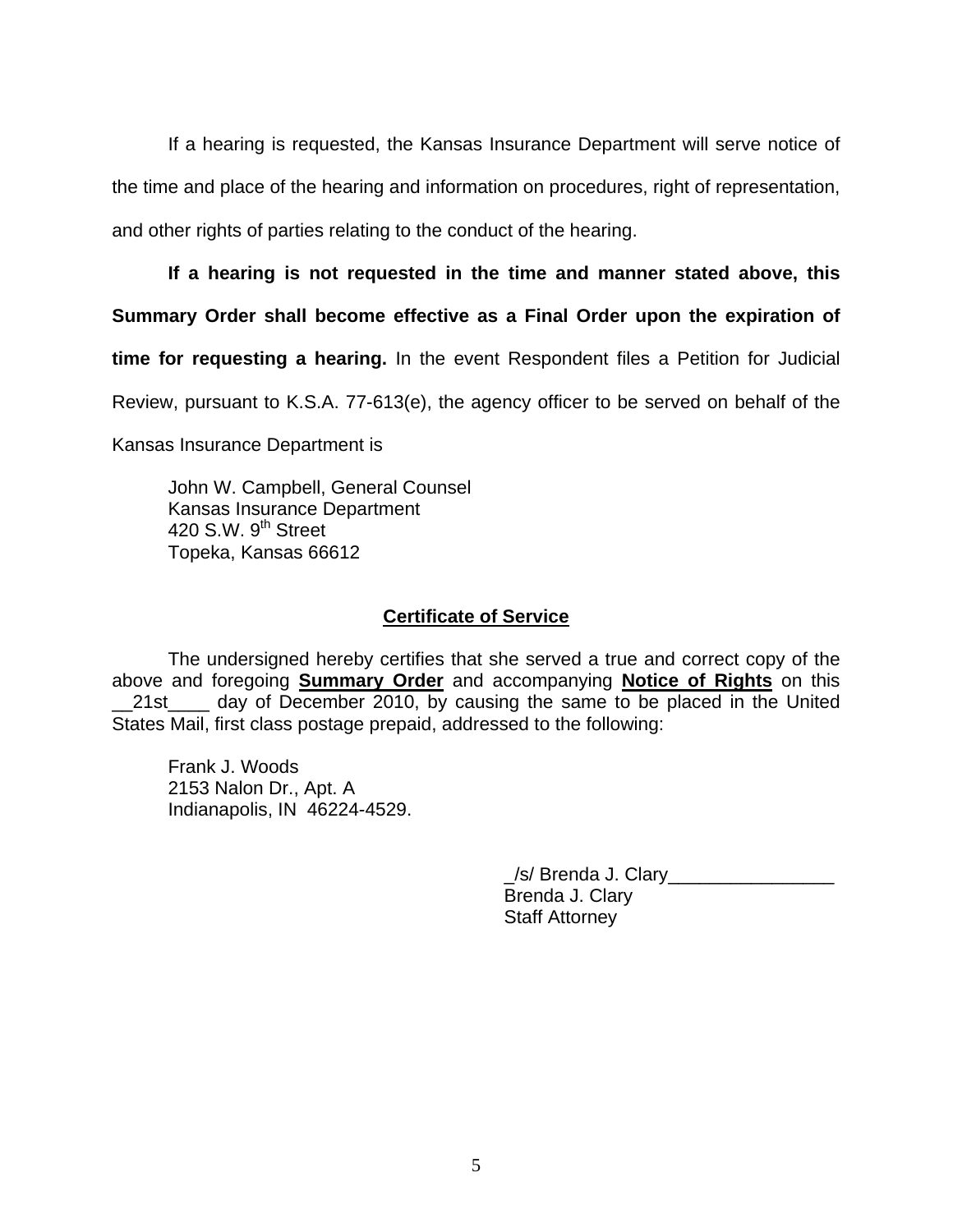If a hearing is requested, the Kansas Insurance Department will serve notice of the time and place of the hearing and information on procedures, right of representation, and other rights of parties relating to the conduct of the hearing.

**If a hearing is not requested in the time and manner stated above, this Summary Order shall become effective as a Final Order upon the expiration of time for requesting a hearing.** In the event Respondent files a Petition for Judicial Review, pursuant to K.S.A. 77-613(e), the agency officer to be served on behalf of the Kansas Insurance Department is

John W. Campbell, General Counsel  
Kansas Insurance Department  
420 S.W. 9th Street  
Topeka, Kansas 66612

## Certificate of Service

The undersigned hereby certifies that she served a true and correct copy of the above and foregoing **Summary Order** and accompanying **Notice of Rights** on this __21st____ day of December 2010, by causing the same to be placed in the United States Mail, first class postage prepaid, addressed to the following:

Frank J. Woods  
2153 Nalon Dr., Apt. A  
Indianapolis, IN 46224-4529.

_/s/ Brenda J. Clary________________  
Brenda J. Clary  
Staff Attorney